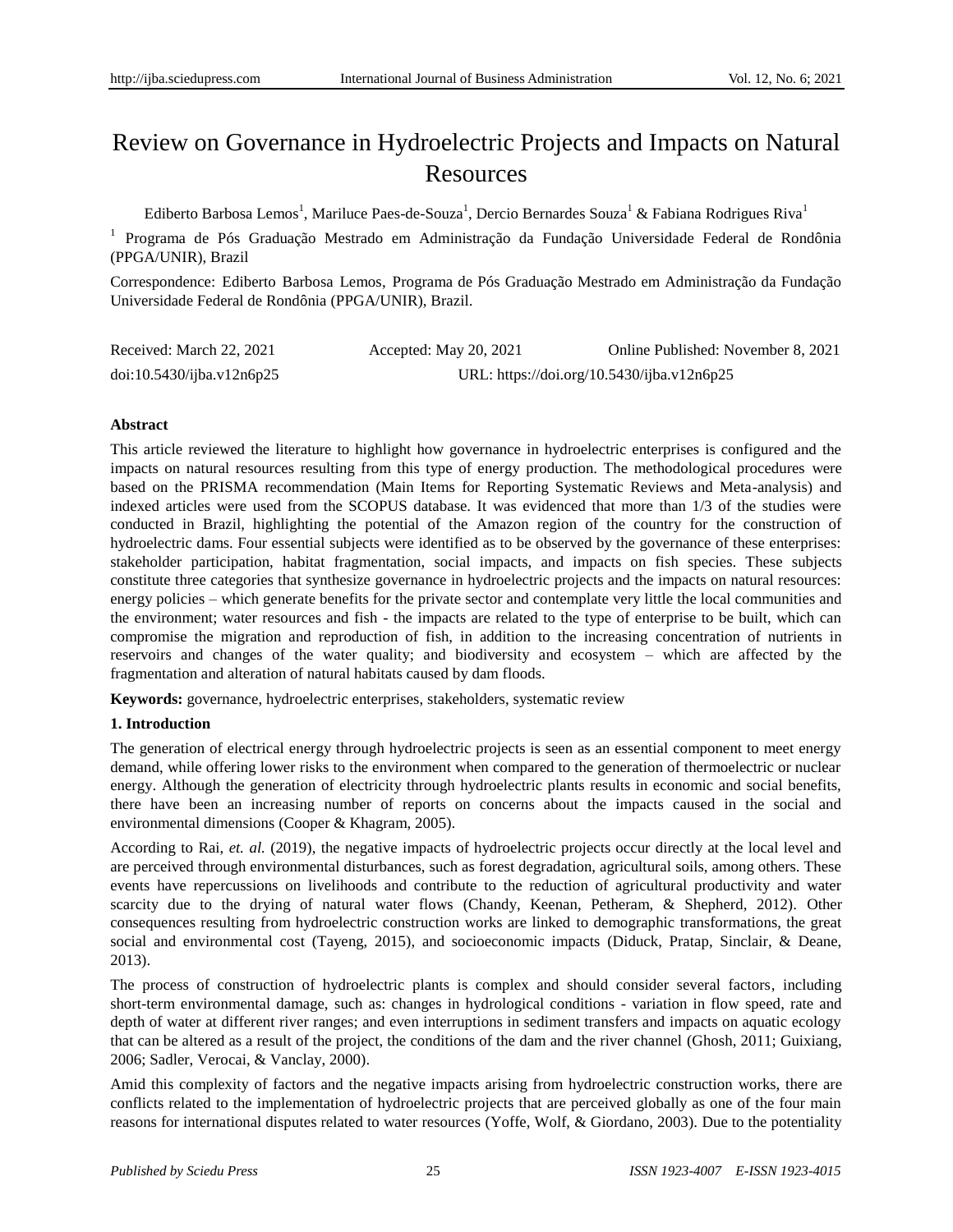# Review on Governance in Hydroelectric Projects and Impacts on Natural Resources

Ediberto Barbosa Lemos[1], Mariluce Paes-de-Souza[1], Dercio Bernardes Souza[1] & Fabiana Rodrigues Riva[1]

[1] Programa de Pós Graduação Mestrado em Administração da Fundação Universidade Federal de Rondônia (PPGA/UNIR), Brazil

Correspondence: Ediberto Barbosa Lemos, Programa de Pós Graduação Mestrado em Administração da Fundação Universidade Federal de Rondônia (PPGA/UNIR), Brazil.

Received: March 22, 2021 Accepted: May 20, 2021 Online Published: November 8, 2021

doi:10.5430/ijba.v12n6p25 URL: https://doi.org/10.5430/ijba.v12n6p25

**Abstract**

This article reviewed the literature to highlight how governance in hydroelectric enterprises is configured and the impacts on natural resources resulting from this type of energy production. The methodological procedures were based on the PRISMA recommendation (Main Items for Reporting Systematic Reviews and Meta-analysis) and indexed articles were used from the SCOPUS database. It was evidenced that more than 1/3 of the studies were conducted in Brazil, highlighting the potential of the Amazon region of the country for the construction of hydroelectric dams. Four essential subjects were identified as to be observed by the governance of these enterprises: stakeholder participation, habitat fragmentation, social impacts, and impacts on fish species. These subjects constitute three categories that synthesize governance in hydroelectric projects and the impacts on natural resources: energy policies – which generate benefits for the private sector and contemplate very little the local communities and the environment; water resources and fish - the impacts are related to the type of enterprise to be built, which can compromise the migration and reproduction of fish, in addition to the increasing concentration of nutrients in reservoirs and changes of the water quality; and biodiversity and ecosystem – which are affected by the fragmentation and alteration of natural habitats caused by dam floods.

**Keywords:** governance, hydroelectric enterprises, stakeholders, systematic review

## 1. Introduction

The generation of electrical energy through hydroelectric projects is seen as an essential component to meet energy demand, while offering lower risks to the environment when compared to the generation of thermoelectric or nuclear energy. Although the generation of electricity through hydroelectric plants results in economic and social benefits, there have been an increasing number of reports on concerns about the impacts caused in the social and environmental dimensions (Cooper & Khagram, 2005).

According to Rai, *et. al.* (2019), the negative impacts of hydroelectric projects occur directly at the local level and are perceived through environmental disturbances, such as forest degradation, agricultural soils, among others. These events have repercussions on livelihoods and contribute to the reduction of agricultural productivity and water scarcity due to the drying of natural water flows (Chandy, Keenan, Petheram, & Shepherd, 2012). Other consequences resulting from hydroelectric construction works are linked to demographic transformations, the great social and environmental cost (Tayeng, 2015), and socioeconomic impacts (Diduck, Pratap, Sinclair, & Deane, 2013).

The process of construction of hydroelectric plants is complex and should consider several factors, including short-term environmental damage, such as: changes in hydrological conditions - variation in flow speed, rate and depth of water at different river ranges; and even interruptions in sediment transfers and impacts on aquatic ecology that can be altered as a result of the project, the conditions of the dam and the river channel (Ghosh, 2011; Guixiang, 2006; Sadler, Verocai, & Vanclay, 2000).

Amid this complexity of factors and the negative impacts arising from hydroelectric construction works, there are conflicts related to the implementation of hydroelectric projects that are perceived globally as one of the four main reasons for international disputes related to water resources (Yoffe, Wolf, & Giordano, 2003). Due to the potentiality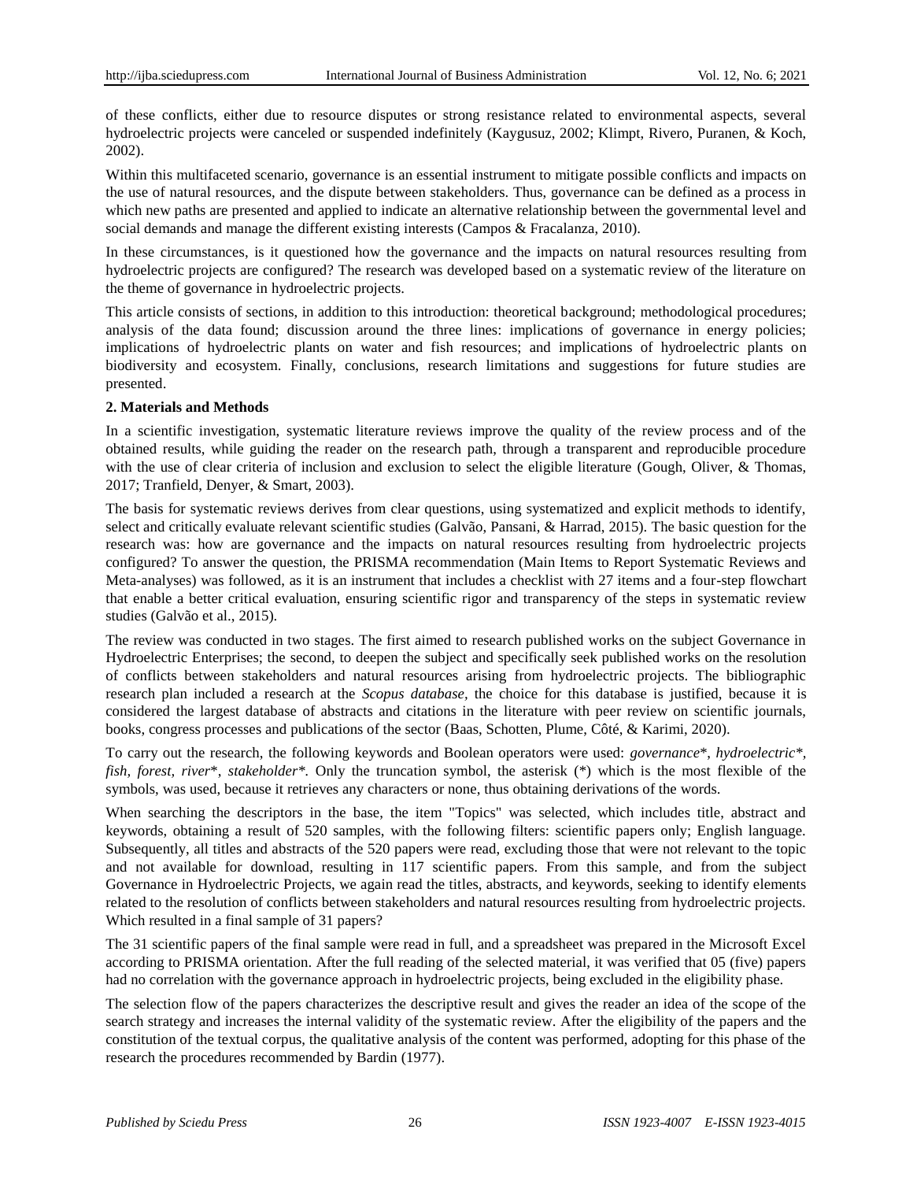of these conflicts, either due to resource disputes or strong resistance related to environmental aspects, several hydroelectric projects were canceled or suspended indefinitely (Kaygusuz, 2002; Klimpt, Rivero, Puranen, & Koch, 2002).

Within this multifaceted scenario, governance is an essential instrument to mitigate possible conflicts and impacts on the use of natural resources, and the dispute between stakeholders. Thus, governance can be defined as a process in which new paths are presented and applied to indicate an alternative relationship between the governmental level and social demands and manage the different existing interests (Campos & Fracalanza, 2010).

In these circumstances, is it questioned how the governance and the impacts on natural resources resulting from hydroelectric projects are configured? The research was developed based on a systematic review of the literature on the theme of governance in hydroelectric projects.

This article consists of sections, in addition to this introduction: theoretical background; methodological procedures; analysis of the data found; discussion around the three lines: implications of governance in energy policies; implications of hydroelectric plants on water and fish resources; and implications of hydroelectric plants on biodiversity and ecosystem. Finally, conclusions, research limitations and suggestions for future studies are presented.

## 2. Materials and Methods

In a scientific investigation, systematic literature reviews improve the quality of the review process and of the obtained results, while guiding the reader on the research path, through a transparent and reproducible procedure with the use of clear criteria of inclusion and exclusion to select the eligible literature (Gough, Oliver, & Thomas, 2017; Tranfield, Denyer, & Smart, 2003).

The basis for systematic reviews derives from clear questions, using systematized and explicit methods to identify, select and critically evaluate relevant scientific studies (Galvão, Pansani, & Harrad, 2015). The basic question for the research was: how are governance and the impacts on natural resources resulting from hydroelectric projects configured? To answer the question, the PRISMA recommendation (Main Items to Report Systematic Reviews and Meta-analyses) was followed, as it is an instrument that includes a checklist with 27 items and a four-step flowchart that enable a better critical evaluation, ensuring scientific rigor and transparency of the steps in systematic review studies (Galvão et al., 2015).

The review was conducted in two stages. The first aimed to research published works on the subject Governance in Hydroelectric Enterprises; the second, to deepen the subject and specifically seek published works on the resolution of conflicts between stakeholders and natural resources arising from hydroelectric projects. The bibliographic research plan included a research at the *Scopus database,* the choice for this database is justified, because it is considered the largest database of abstracts and citations in the literature with peer review on scientific journals, books, congress processes and publications of the sector (Baas, Schotten, Plume, Côté, & Karimi, 2020).

To carry out the research, the following keywords and Boolean operators were used: *governance*\*, *hydroelectric*\*, *fish, forest, river*\*, *stakeholder*\*. Only the truncation symbol, the asterisk (*) which is the most flexible of the symbols, was used, because it retrieves any characters or none, thus obtaining derivations of the words.

When searching the descriptors in the base, the item "Topics" was selected, which includes title, abstract and keywords, obtaining a result of 520 samples, with the following filters: scientific papers only; English language. Subsequently, all titles and abstracts of the 520 papers were read, excluding those that were not relevant to the topic and not available for download, resulting in 117 scientific papers. From this sample, and from the subject Governance in Hydroelectric Projects, we again read the titles, abstracts, and keywords, seeking to identify elements related to the resolution of conflicts between stakeholders and natural resources resulting from hydroelectric projects. Which resulted in a final sample of 31 papers?

The 31 scientific papers of the final sample were read in full, and a spreadsheet was prepared in the Microsoft Excel according to PRISMA orientation. After the full reading of the selected material, it was verified that 05 (five) papers had no correlation with the governance approach in hydroelectric projects, being excluded in the eligibility phase.

The selection flow of the papers characterizes the descriptive result and gives the reader an idea of the scope of the search strategy and increases the internal validity of the systematic review. After the eligibility of the papers and the constitution of the textual corpus, the qualitative analysis of the content was performed, adopting for this phase of the research the procedures recommended by Bardin (1977).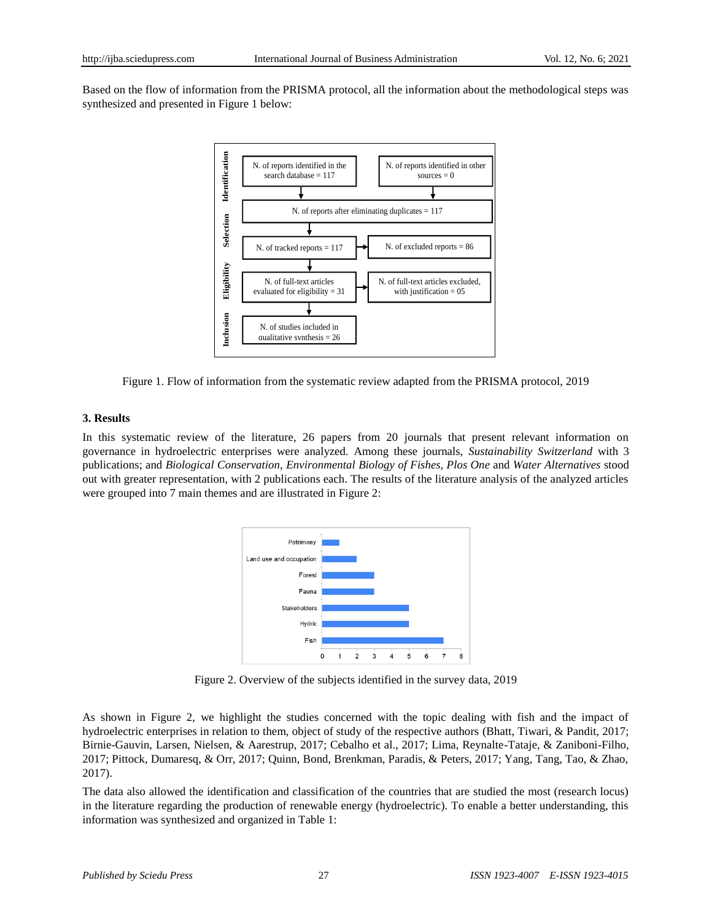Based on the flow of information from the PRISMA protocol, all the information about the methodological steps was synthesized and presented in Figure 1 below:

Figure 1. Flow of information from the systematic review adapted from the PRISMA protocol, 2019

### 3. Results

In this systematic review of the literature, 26 papers from 20 journals that present relevant information on governance in hydroelectric enterprises were analyzed. Among these journals, *Sustainability Switzerland* with 3 publications; and *Biological Conservation, Environmental Biology of Fishes, Plos One* and *Water Alternatives* stood out with greater representation, with 2 publications each. The results of the literature analysis of the analyzed articles were grouped into 7 main themes and are illustrated in Figure 2:

Figure 2. Overview of the subjects identified in the survey data, 2019

As shown in Figure 2, we highlight the studies concerned with the topic dealing with fish and the impact of hydroelectric enterprises in relation to them, object of study of the respective authors (Bhatt, Tiwari, & Pandit, 2017; Birnie-Gauvin, Larsen, Nielsen, & Aarestrup, 2017; Cebalho et al., 2017; Lima, Reynalte-Tataje, & Zaniboni-Filho, 2017; Pittock, Dumaresq, & Orr, 2017; Quinn, Bond, Brenkman, Paradis, & Peters, 2017; Yang, Tang, Tao, & Zhao, 2017).

The data also allowed the identification and classification of the countries that are studied the most (research locus) in the literature regarding the production of renewable energy (hydroelectric). To enable a better understanding, this information was synthesized and organized in Table 1: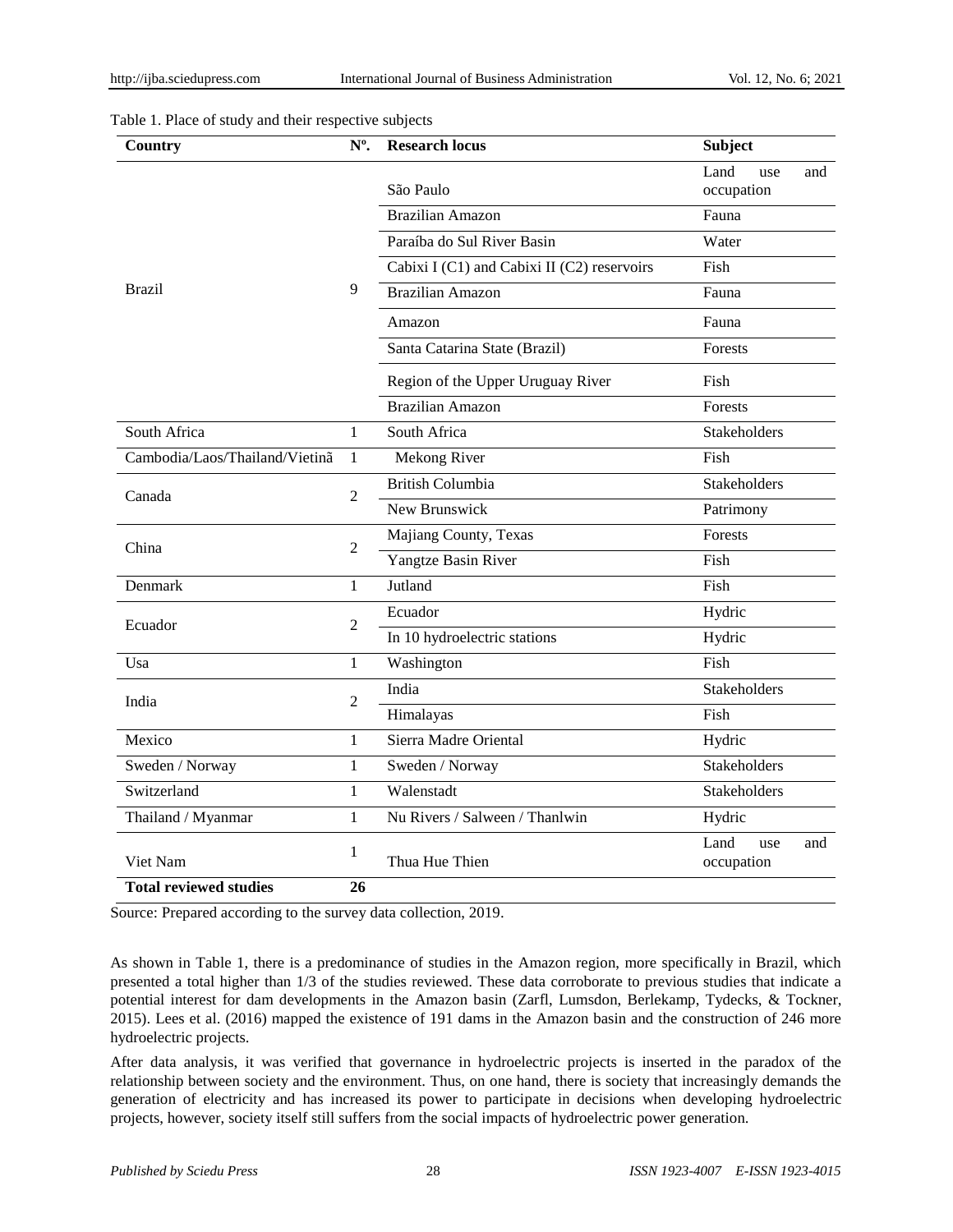Table 1. Place of study and their respective subjects

| Country | Nº. | Research locus | Subject |
|---|---|---|---|
| Brazil | 9 | São Paulo | Land use and occupation |
| | | Brazilian Amazon | Fauna |
| | | Paraíba do Sul River Basin | Water |
| | | Cabixi I (C1) and Cabixi II (C2) reservoirs | Fish |
| | | Brazilian Amazon | Fauna |
| | | Amazon | Fauna |
| | | Santa Catarina State (Brazil) | Forests |
| | | Region of the Upper Uruguay River | Fish |
| | | Brazilian Amazon | Forests |
| South Africa | 1 | South Africa | Stakeholders |
| Cambodia/Laos/Thailand/Vietinã | 1 | Mekong River | Fish |
| Canada | 2 | British Columbia | Stakeholders |
| | | New Brunswick | Patrimony |
| China | 2 | Majiang County, Texas | Forests |
| | | Yangtze Basin River | Fish |
| Denmark | 1 | Jutland | Fish |
| Ecuador | 2 | Ecuador | Hydric |
| | | In 10 hydroelectric stations | Hydric |
| Usa | 1 | Washington | Fish |
| India | 2 | India | Stakeholders |
| | | Himalayas | Fish |
| Mexico | 1 | Sierra Madre Oriental | Hydric |
| Sweden / Norway | 1 | Sweden / Norway | Stakeholders |
| Switzerland | 1 | Walenstadt | Stakeholders |
| Thailand / Myanmar | 1 | Nu Rivers / Salween / Thanlwin | Hydric |
| Viet Nam | 1 | Thua Hue Thien | Land use and occupation |
| **Total reviewed studies** | **26** | | |

Source: Prepared according to the survey data collection, 2019.

As shown in Table 1, there is a predominance of studies in the Amazon region, more specifically in Brazil, which presented a total higher than 1/3 of the studies reviewed. These data corroborate to previous studies that indicate a potential interest for dam developments in the Amazon basin (Zarfl, Lumsdon, Berlekamp, Tydecks, & Tockner, 2015). Lees et al. (2016) mapped the existence of 191 dams in the Amazon basin and the construction of 246 more hydroelectric projects.

After data analysis, it was verified that governance in hydroelectric projects is inserted in the paradox of the relationship between society and the environment. Thus, on one hand, there is society that increasingly demands the generation of electricity and has increased its power to participate in decisions when developing hydroelectric projects, however, society itself still suffers from the social impacts of hydroelectric power generation.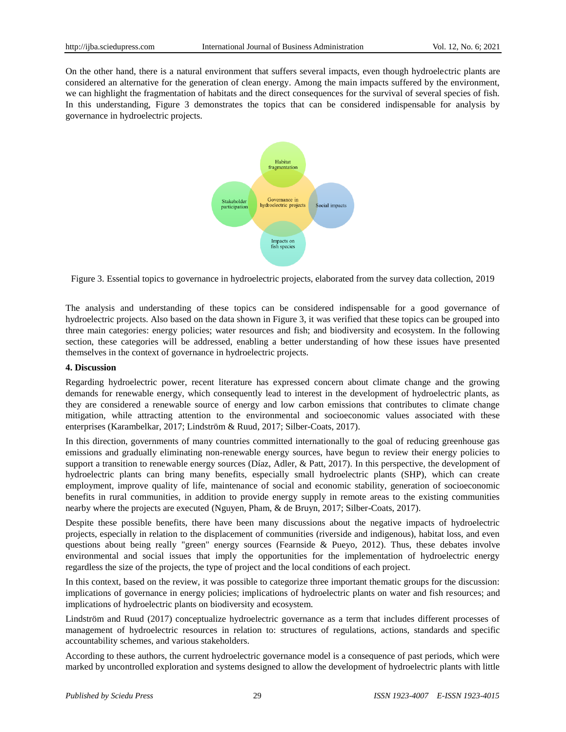On the other hand, there is a natural environment that suffers several impacts, even though hydroelectric plants are considered an alternative for the generation of clean energy. Among the main impacts suffered by the environment, we can highlight the fragmentation of habitats and the direct consequences for the survival of several species of fish. In this understanding, Figure 3 demonstrates the topics that can be considered indispensable for analysis by governance in hydroelectric projects.

Figure 3. Essential topics to governance in hydroelectric projects, elaborated from the survey data collection, 2019

The analysis and understanding of these topics can be considered indispensable for a good governance of hydroelectric projects. Also based on the data shown in Figure 3, it was verified that these topics can be grouped into three main categories: energy policies; water resources and fish; and biodiversity and ecosystem. In the following section, these categories will be addressed, enabling a better understanding of how these issues have presented themselves in the context of governance in hydroelectric projects.

## 4. Discussion

Regarding hydroelectric power, recent literature has expressed concern about climate change and the growing demands for renewable energy, which consequently lead to interest in the development of hydroelectric plants, as they are considered a renewable source of energy and low carbon emissions that contributes to climate change mitigation, while attracting attention to the environmental and socioeconomic values associated with these enterprises (Karambelkar, 2017; Lindström & Ruud, 2017; Silber-Coats, 2017).

In this direction, governments of many countries committed internationally to the goal of reducing greenhouse gas emissions and gradually eliminating non-renewable energy sources, have begun to review their energy policies to support a transition to renewable energy sources (Díaz, Adler, & Patt, 2017). In this perspective, the development of hydroelectric plants can bring many benefits, especially small hydroelectric plants (SHP), which can create employment, improve quality of life, maintenance of social and economic stability, generation of socioeconomic benefits in rural communities, in addition to provide energy supply in remote areas to the existing communities nearby where the projects are executed (Nguyen, Pham, & de Bruyn, 2017; Silber-Coats, 2017).

Despite these possible benefits, there have been many discussions about the negative impacts of hydroelectric projects, especially in relation to the displacement of communities (riverside and indigenous), habitat loss, and even questions about being really "green" energy sources (Fearnside & Pueyo, 2012). Thus, these debates involve environmental and social issues that imply the opportunities for the implementation of hydroelectric energy regardless the size of the projects, the type of project and the local conditions of each project.

In this context, based on the review, it was possible to categorize three important thematic groups for the discussion: implications of governance in energy policies; implications of hydroelectric plants on water and fish resources; and implications of hydroelectric plants on biodiversity and ecosystem.

Lindström and Ruud (2017) conceptualize hydroelectric governance as a term that includes different processes of management of hydroelectric resources in relation to: structures of regulations, actions, standards and specific accountability schemes, and various stakeholders.

According to these authors, the current hydroelectric governance model is a consequence of past periods, which were marked by uncontrolled exploration and systems designed to allow the development of hydroelectric plants with little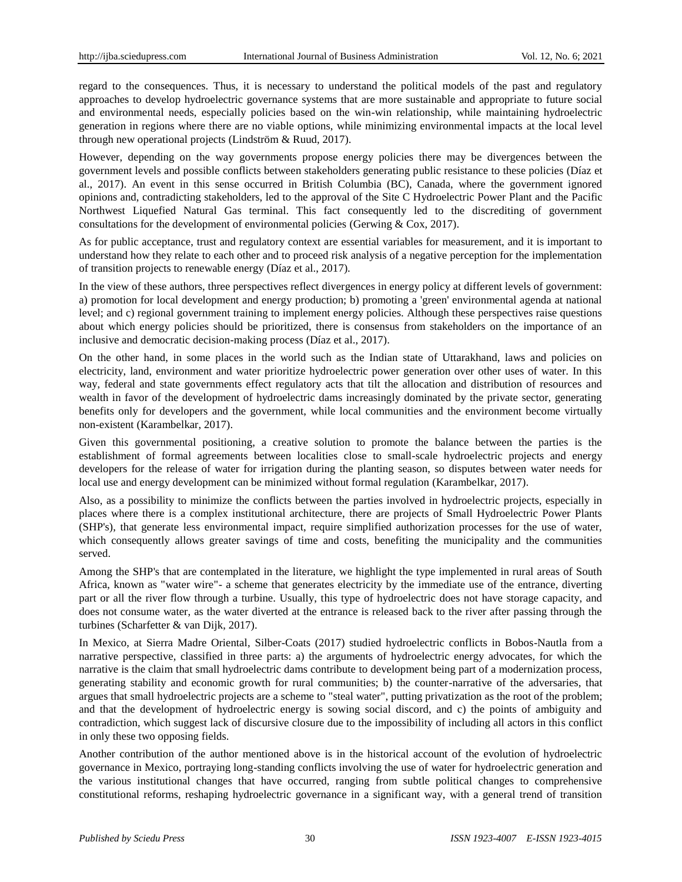regard to the consequences. Thus, it is necessary to understand the political models of the past and regulatory approaches to develop hydroelectric governance systems that are more sustainable and appropriate to future social and environmental needs, especially policies based on the win-win relationship, while maintaining hydroelectric generation in regions where there are no viable options, while minimizing environmental impacts at the local level through new operational projects (Lindström & Ruud, 2017).

However, depending on the way governments propose energy policies there may be divergences between the government levels and possible conflicts between stakeholders generating public resistance to these policies (Díaz et al., 2017). An event in this sense occurred in British Columbia (BC), Canada, where the government ignored opinions and, contradicting stakeholders, led to the approval of the Site C Hydroelectric Power Plant and the Pacific Northwest Liquefied Natural Gas terminal. This fact consequently led to the discrediting of government consultations for the development of environmental policies (Gerwing & Cox, 2017).

As for public acceptance, trust and regulatory context are essential variables for measurement, and it is important to understand how they relate to each other and to proceed risk analysis of a negative perception for the implementation of transition projects to renewable energy (Díaz et al., 2017).

In the view of these authors, three perspectives reflect divergences in energy policy at different levels of government: a) promotion for local development and energy production; b) promoting a 'green' environmental agenda at national level; and c) regional government training to implement energy policies. Although these perspectives raise questions about which energy policies should be prioritized, there is consensus from stakeholders on the importance of an inclusive and democratic decision-making process (Díaz et al., 2017).

On the other hand, in some places in the world such as the Indian state of Uttarakhand, laws and policies on electricity, land, environment and water prioritize hydroelectric power generation over other uses of water. In this way, federal and state governments effect regulatory acts that tilt the allocation and distribution of resources and wealth in favor of the development of hydroelectric dams increasingly dominated by the private sector, generating benefits only for developers and the government, while local communities and the environment become virtually non-existent (Karambelkar, 2017).

Given this governmental positioning, a creative solution to promote the balance between the parties is the establishment of formal agreements between localities close to small-scale hydroelectric projects and energy developers for the release of water for irrigation during the planting season, so disputes between water needs for local use and energy development can be minimized without formal regulation (Karambelkar, 2017).

Also, as a possibility to minimize the conflicts between the parties involved in hydroelectric projects, especially in places where there is a complex institutional architecture, there are projects of Small Hydroelectric Power Plants (SHP's), that generate less environmental impact, require simplified authorization processes for the use of water, which consequently allows greater savings of time and costs, benefiting the municipality and the communities served.

Among the SHP's that are contemplated in the literature, we highlight the type implemented in rural areas of South Africa, known as "water wire"- a scheme that generates electricity by the immediate use of the entrance, diverting part or all the river flow through a turbine. Usually, this type of hydroelectric does not have storage capacity, and does not consume water, as the water diverted at the entrance is released back to the river after passing through the turbines (Scharfetter & van Dijk, 2017).

In Mexico, at Sierra Madre Oriental, Silber-Coats (2017) studied hydroelectric conflicts in Bobos-Nautla from a narrative perspective, classified in three parts: a) the arguments of hydroelectric energy advocates, for which the narrative is the claim that small hydroelectric dams contribute to development being part of a modernization process, generating stability and economic growth for rural communities; b) the counter-narrative of the adversaries, that argues that small hydroelectric projects are a scheme to "steal water", putting privatization as the root of the problem; and that the development of hydroelectric energy is sowing social discord, and c) the points of ambiguity and contradiction, which suggest lack of discursive closure due to the impossibility of including all actors in this conflict in only these two opposing fields.

Another contribution of the author mentioned above is in the historical account of the evolution of hydroelectric governance in Mexico, portraying long-standing conflicts involving the use of water for hydroelectric generation and the various institutional changes that have occurred, ranging from subtle political changes to comprehensive constitutional reforms, reshaping hydroelectric governance in a significant way, with a general trend of transition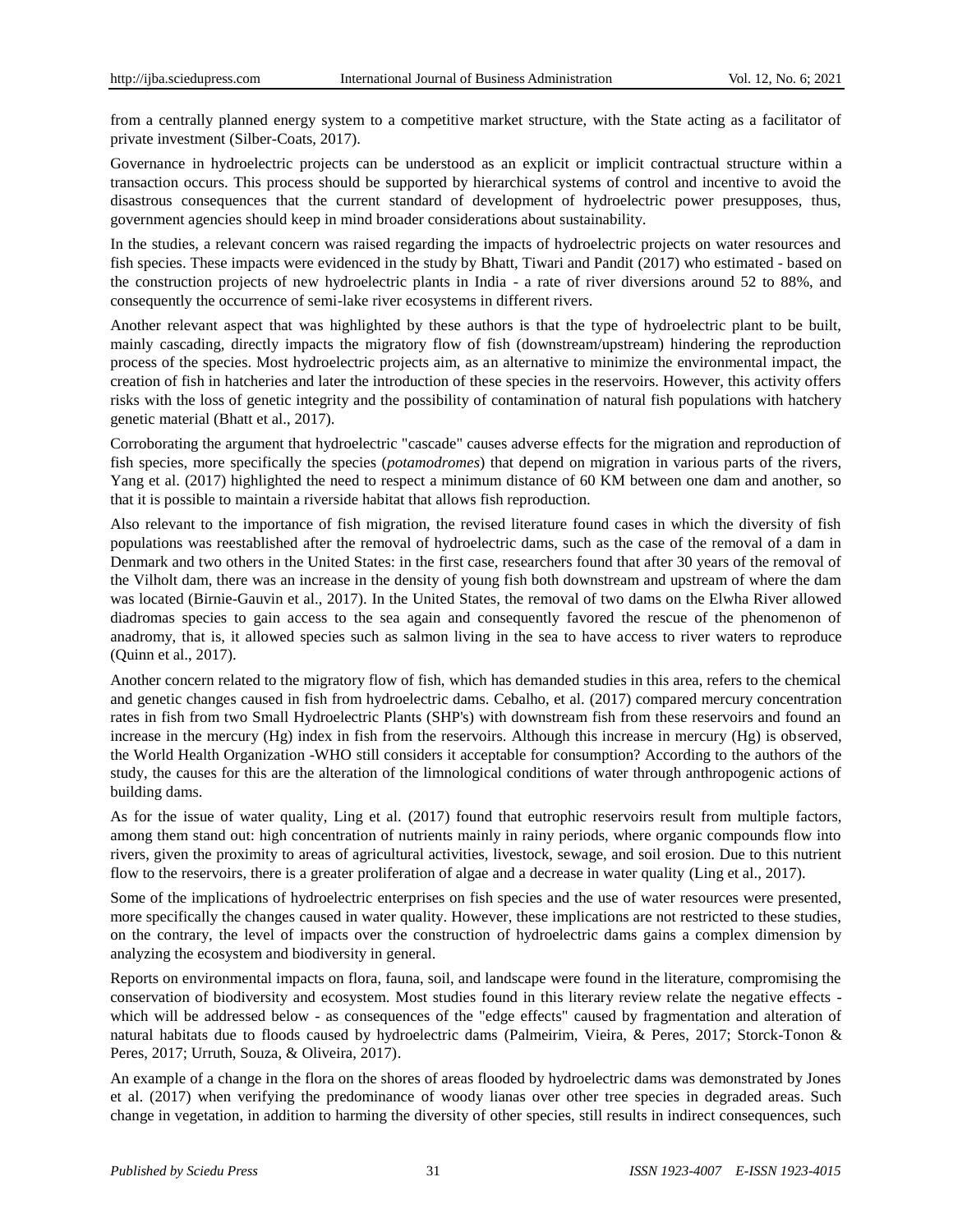from a centrally planned energy system to a competitive market structure, with the State acting as a facilitator of private investment (Silber-Coats, 2017).

Governance in hydroelectric projects can be understood as an explicit or implicit contractual structure within a transaction occurs. This process should be supported by hierarchical systems of control and incentive to avoid the disastrous consequences that the current standard of development of hydroelectric power presupposes, thus, government agencies should keep in mind broader considerations about sustainability.

In the studies, a relevant concern was raised regarding the impacts of hydroelectric projects on water resources and fish species. These impacts were evidenced in the study by Bhatt, Tiwari and Pandit (2017) who estimated - based on the construction projects of new hydroelectric plants in India - a rate of river diversions around 52 to 88%, and consequently the occurrence of semi-lake river ecosystems in different rivers.

Another relevant aspect that was highlighted by these authors is that the type of hydroelectric plant to be built, mainly cascading, directly impacts the migratory flow of fish (downstream/upstream) hindering the reproduction process of the species. Most hydroelectric projects aim, as an alternative to minimize the environmental impact, the creation of fish in hatcheries and later the introduction of these species in the reservoirs. However, this activity offers risks with the loss of genetic integrity and the possibility of contamination of natural fish populations with hatchery genetic material (Bhatt et al., 2017).

Corroborating the argument that hydroelectric "cascade" causes adverse effects for the migration and reproduction of fish species, more specifically the species (*potamodromes*) that depend on migration in various parts of the rivers, Yang et al. (2017) highlighted the need to respect a minimum distance of 60 KM between one dam and another, so that it is possible to maintain a riverside habitat that allows fish reproduction.

Also relevant to the importance of fish migration, the revised literature found cases in which the diversity of fish populations was reestablished after the removal of hydroelectric dams, such as the case of the removal of a dam in Denmark and two others in the United States: in the first case, researchers found that after 30 years of the removal of the Vilholt dam, there was an increase in the density of young fish both downstream and upstream of where the dam was located (Birnie-Gauvin et al., 2017). In the United States, the removal of two dams on the Elwha River allowed diadromas species to gain access to the sea again and consequently favored the rescue of the phenomenon of anadromy, that is, it allowed species such as salmon living in the sea to have access to river waters to reproduce (Quinn et al., 2017).

Another concern related to the migratory flow of fish, which has demanded studies in this area, refers to the chemical and genetic changes caused in fish from hydroelectric dams. Cebalho, et al. (2017) compared mercury concentration rates in fish from two Small Hydroelectric Plants (SHP's) with downstream fish from these reservoirs and found an increase in the mercury (Hg) index in fish from the reservoirs. Although this increase in mercury (Hg) is observed, the World Health Organization -WHO still considers it acceptable for consumption? According to the authors of the study, the causes for this are the alteration of the limnological conditions of water through anthropogenic actions of building dams.

As for the issue of water quality, Ling et al. (2017) found that eutrophic reservoirs result from multiple factors, among them stand out: high concentration of nutrients mainly in rainy periods, where organic compounds flow into rivers, given the proximity to areas of agricultural activities, livestock, sewage, and soil erosion. Due to this nutrient flow to the reservoirs, there is a greater proliferation of algae and a decrease in water quality (Ling et al., 2017).

Some of the implications of hydroelectric enterprises on fish species and the use of water resources were presented, more specifically the changes caused in water quality. However, these implications are not restricted to these studies, on the contrary, the level of impacts over the construction of hydroelectric dams gains a complex dimension by analyzing the ecosystem and biodiversity in general.

Reports on environmental impacts on flora, fauna, soil, and landscape were found in the literature, compromising the conservation of biodiversity and ecosystem. Most studies found in this literary review relate the negative effects - which will be addressed below - as consequences of the "edge effects" caused by fragmentation and alteration of natural habitats due to floods caused by hydroelectric dams (Palmeirim, Vieira, & Peres, 2017; Storck-Tonon & Peres, 2017; Urruth, Souza, & Oliveira, 2017).

An example of a change in the flora on the shores of areas flooded by hydroelectric dams was demonstrated by Jones et al. (2017) when verifying the predominance of woody lianas over other tree species in degraded areas. Such change in vegetation, in addition to harming the diversity of other species, still results in indirect consequences, such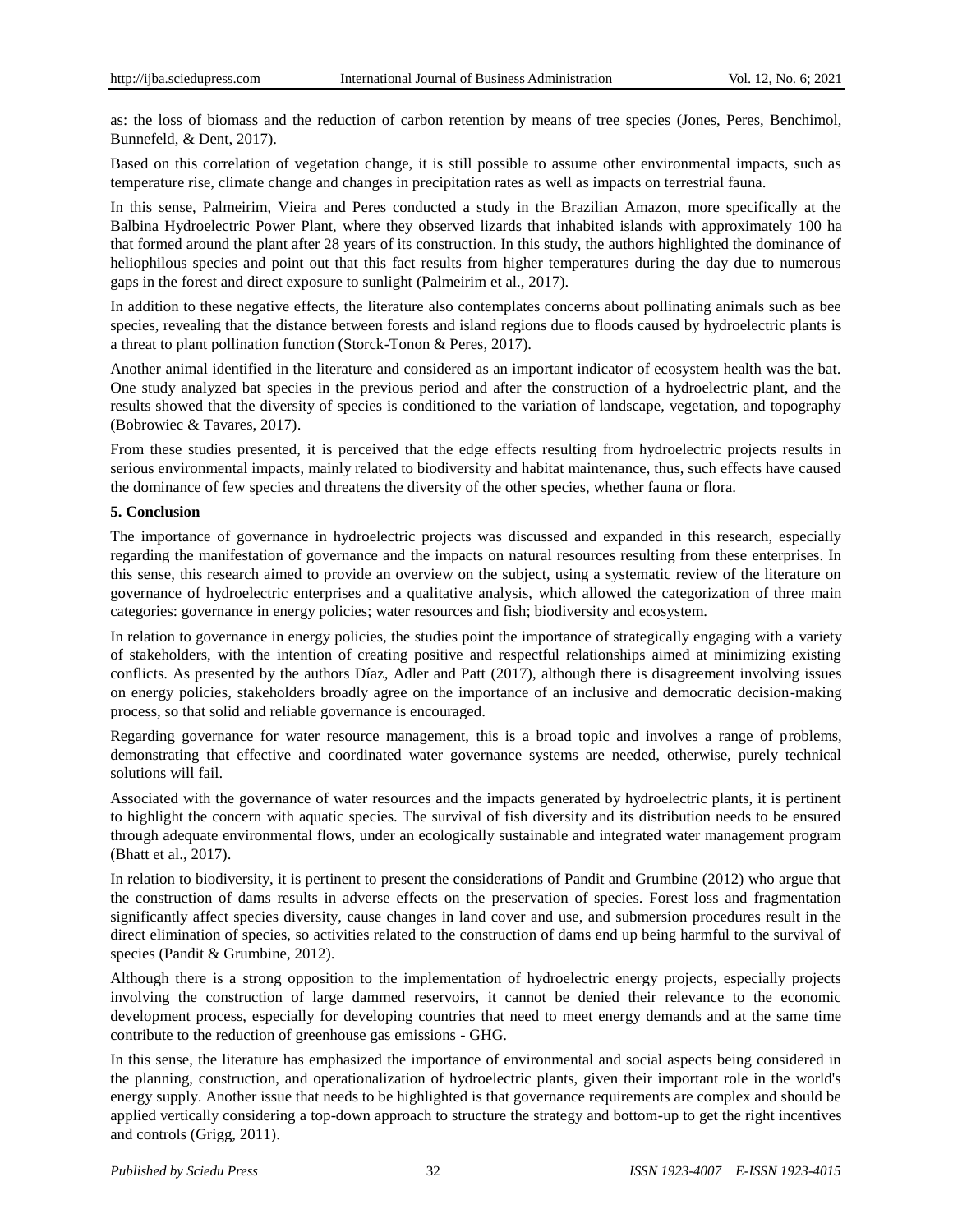as: the loss of biomass and the reduction of carbon retention by means of tree species (Jones, Peres, Benchimol, Bunnefeld, & Dent, 2017).

Based on this correlation of vegetation change, it is still possible to assume other environmental impacts, such as temperature rise, climate change and changes in precipitation rates as well as impacts on terrestrial fauna.

In this sense, Palmeirim, Vieira and Peres conducted a study in the Brazilian Amazon, more specifically at the Balbina Hydroelectric Power Plant, where they observed lizards that inhabited islands with approximately 100 ha that formed around the plant after 28 years of its construction. In this study, the authors highlighted the dominance of heliophilous species and point out that this fact results from higher temperatures during the day due to numerous gaps in the forest and direct exposure to sunlight (Palmeirim et al., 2017).

In addition to these negative effects, the literature also contemplates concerns about pollinating animals such as bee species, revealing that the distance between forests and island regions due to floods caused by hydroelectric plants is a threat to plant pollination function (Storck-Tonon & Peres, 2017).

Another animal identified in the literature and considered as an important indicator of ecosystem health was the bat. One study analyzed bat species in the previous period and after the construction of a hydroelectric plant, and the results showed that the diversity of species is conditioned to the variation of landscape, vegetation, and topography (Bobrowiec & Tavares, 2017).

From these studies presented, it is perceived that the edge effects resulting from hydroelectric projects results in serious environmental impacts, mainly related to biodiversity and habitat maintenance, thus, such effects have caused the dominance of few species and threatens the diversity of the other species, whether fauna or flora.

## 5. Conclusion

The importance of governance in hydroelectric projects was discussed and expanded in this research, especially regarding the manifestation of governance and the impacts on natural resources resulting from these enterprises. In this sense, this research aimed to provide an overview on the subject, using a systematic review of the literature on governance of hydroelectric enterprises and a qualitative analysis, which allowed the categorization of three main categories: governance in energy policies; water resources and fish; biodiversity and ecosystem.

In relation to governance in energy policies, the studies point the importance of strategically engaging with a variety of stakeholders, with the intention of creating positive and respectful relationships aimed at minimizing existing conflicts. As presented by the authors Díaz, Adler and Patt (2017), although there is disagreement involving issues on energy policies, stakeholders broadly agree on the importance of an inclusive and democratic decision-making process, so that solid and reliable governance is encouraged.

Regarding governance for water resource management, this is a broad topic and involves a range of problems, demonstrating that effective and coordinated water governance systems are needed, otherwise, purely technical solutions will fail.

Associated with the governance of water resources and the impacts generated by hydroelectric plants, it is pertinent to highlight the concern with aquatic species. The survival of fish diversity and its distribution needs to be ensured through adequate environmental flows, under an ecologically sustainable and integrated water management program (Bhatt et al., 2017).

In relation to biodiversity, it is pertinent to present the considerations of Pandit and Grumbine (2012) who argue that the construction of dams results in adverse effects on the preservation of species. Forest loss and fragmentation significantly affect species diversity, cause changes in land cover and use, and submersion procedures result in the direct elimination of species, so activities related to the construction of dams end up being harmful to the survival of species (Pandit & Grumbine, 2012).

Although there is a strong opposition to the implementation of hydroelectric energy projects, especially projects involving the construction of large dammed reservoirs, it cannot be denied their relevance to the economic development process, especially for developing countries that need to meet energy demands and at the same time contribute to the reduction of greenhouse gas emissions - GHG.

In this sense, the literature has emphasized the importance of environmental and social aspects being considered in the planning, construction, and operationalization of hydroelectric plants, given their important role in the world's energy supply. Another issue that needs to be highlighted is that governance requirements are complex and should be applied vertically considering a top-down approach to structure the strategy and bottom-up to get the right incentives and controls (Grigg, 2011).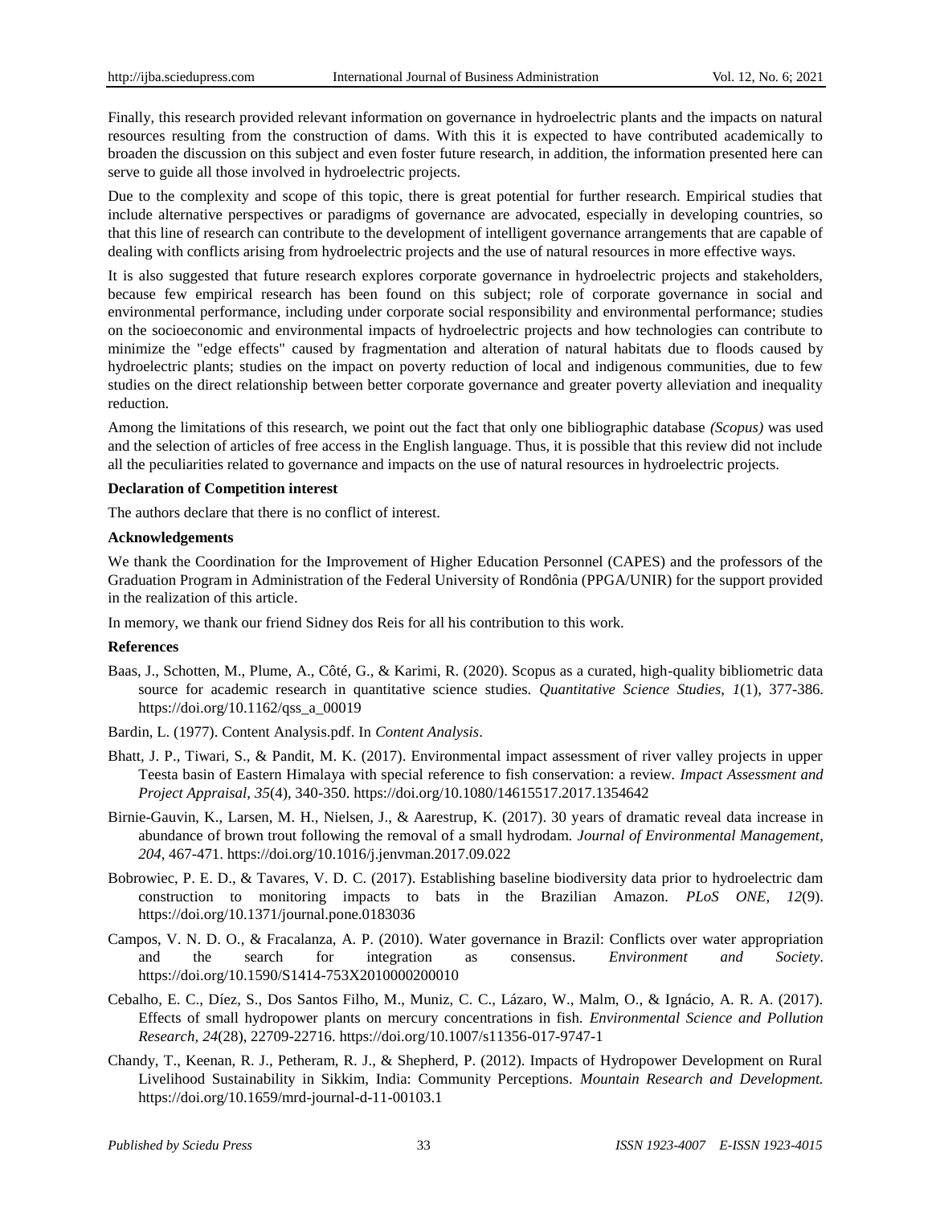Finally, this research provided relevant information on governance in hydroelectric plants and the impacts on natural resources resulting from the construction of dams. With this it is expected to have contributed academically to broaden the discussion on this subject and even foster future research, in addition, the information presented here can serve to guide all those involved in hydroelectric projects.

Due to the complexity and scope of this topic, there is great potential for further research. Empirical studies that include alternative perspectives or paradigms of governance are advocated, especially in developing countries, so that this line of research can contribute to the development of intelligent governance arrangements that are capable of dealing with conflicts arising from hydroelectric projects and the use of natural resources in more effective ways.

It is also suggested that future research explores corporate governance in hydroelectric projects and stakeholders, because few empirical research has been found on this subject; role of corporate governance in social and environmental performance, including under corporate social responsibility and environmental performance; studies on the socioeconomic and environmental impacts of hydroelectric projects and how technologies can contribute to minimize the "edge effects" caused by fragmentation and alteration of natural habitats due to floods caused by hydroelectric plants; studies on the impact on poverty reduction of local and indigenous communities, due to few studies on the direct relationship between better corporate governance and greater poverty alleviation and inequality reduction.

Among the limitations of this research, we point out the fact that only one bibliographic database *(Scopus)* was used and the selection of articles of free access in the English language. Thus, it is possible that this review did not include all the peculiarities related to governance and impacts on the use of natural resources in hydroelectric projects.

**Declaration of Competition interest**

The authors declare that there is no conflict of interest.

**Acknowledgements**

We thank the Coordination for the Improvement of Higher Education Personnel (CAPES) and the professors of the Graduation Program in Administration of the Federal University of Rondônia (PPGA/UNIR) for the support provided in the realization of this article.

In memory, we thank our friend Sidney dos Reis for all his contribution to this work.

**References**

Baas, J., Schotten, M., Plume, A., Côté, G., & Karimi, R. (2020). Scopus as a curated, high-quality bibliometric data source for academic research in quantitative science studies. *Quantitative Science Studies*, *1*(1), 377-386. https://doi.org/10.1162/qss_a_00019

Bardin, L. (1977). Content Analysis.pdf. In *Content Analysis*.

Bhatt, J. P., Tiwari, S., & Pandit, M. K. (2017). Environmental impact assessment of river valley projects in upper Teesta basin of Eastern Himalaya with special reference to fish conservation: a review. *Impact Assessment and Project Appraisal*, *35*(4), 340-350. https://doi.org/10.1080/14615517.2017.1354642

Birnie-Gauvin, K., Larsen, M. H., Nielsen, J., & Aarestrup, K. (2017). 30 years of dramatic reveal data increase in abundance of brown trout following the removal of a small hydrodam. *Journal of Environmental Management*, *204*, 467-471. https://doi.org/10.1016/j.jenvman.2017.09.022

Bobrowiec, P. E. D., & Tavares, V. D. C. (2017). Establishing baseline biodiversity data prior to hydroelectric dam construction to monitoring impacts to bats in the Brazilian Amazon. *PLoS ONE*, *12*(9). https://doi.org/10.1371/journal.pone.0183036

Campos, V. N. D. O., & Fracalanza, A. P. (2010). Water governance in Brazil: Conflicts over water appropriation and the search for integration as consensus. *Environment and Society*. https://doi.org/10.1590/S1414-753X2010000200010

Cebalho, E. C., Díez, S., Dos Santos Filho, M., Muniz, C. C., Lázaro, W., Malm, O., & Ignácio, A. R. A. (2017). Effects of small hydropower plants on mercury concentrations in fish. *Environmental Science and Pollution Research*, *24*(28), 22709-22716. https://doi.org/10.1007/s11356-017-9747-1

Chandy, T., Keenan, R. J., Petheram, R. J., & Shepherd, P. (2012). Impacts of Hydropower Development on Rural Livelihood Sustainability in Sikkim, India: Community Perceptions. *Mountain Research and Development.* https://doi.org/10.1659/mrd-journal-d-11-00103.1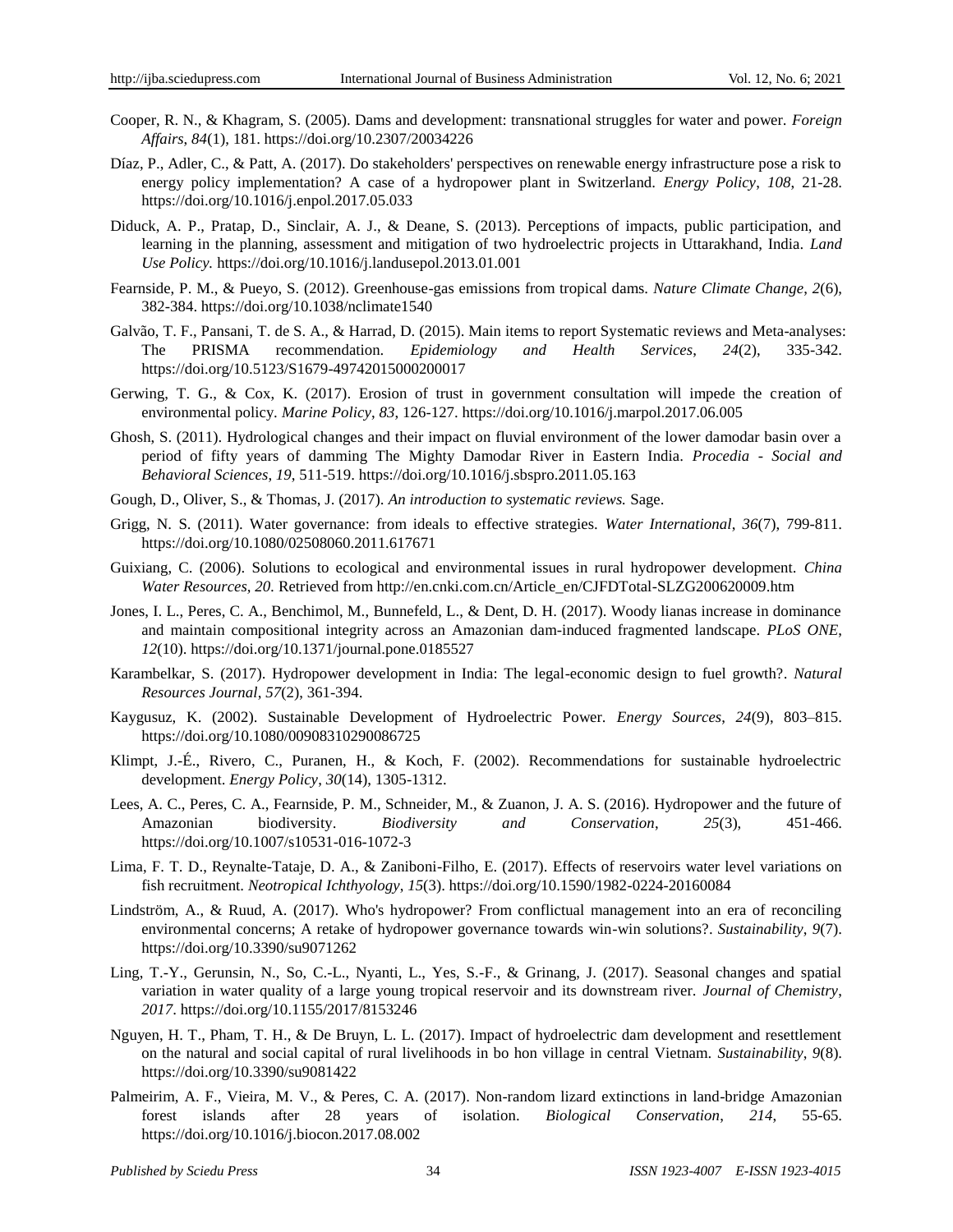Cooper, R. N., & Khagram, S. (2005). Dams and development: transnational struggles for water and power. *Foreign Affairs*, *84*(1), 181. https://doi.org/10.2307/20034226

Díaz, P., Adler, C., & Patt, A. (2017). Do stakeholders' perspectives on renewable energy infrastructure pose a risk to energy policy implementation? A case of a hydropower plant in Switzerland. *Energy Policy*, *108*, 21-28. https://doi.org/10.1016/j.enpol.2017.05.033

Diduck, A. P., Pratap, D., Sinclair, A. J., & Deane, S. (2013). Perceptions of impacts, public participation, and learning in the planning, assessment and mitigation of two hydroelectric projects in Uttarakhand, India. *Land Use Policy.* https://doi.org/10.1016/j.landusepol.2013.01.001

Fearnside, P. M., & Pueyo, S. (2012). Greenhouse-gas emissions from tropical dams. *Nature Climate Change*, *2*(6), 382-384. https://doi.org/10.1038/nclimate1540

Galvão, T. F., Pansani, T. de S. A., & Harrad, D. (2015). Main items to report Systematic reviews and Meta-analyses: The PRISMA recommendation. *Epidemiology and Health Services*, *24*(2), 335-342. https://doi.org/10.5123/S1679-49742015000200017

Gerwing, T. G., & Cox, K. (2017). Erosion of trust in government consultation will impede the creation of environmental policy. *Marine Policy*, *83*, 126-127. https://doi.org/10.1016/j.marpol.2017.06.005

Ghosh, S. (2011). Hydrological changes and their impact on fluvial environment of the lower damodar basin over a period of fifty years of damming The Mighty Damodar River in Eastern India. *Procedia - Social and Behavioral Sciences*, *19*, 511-519. https://doi.org/10.1016/j.sbspro.2011.05.163

Gough, D., Oliver, S., & Thomas, J. (2017). *An introduction to systematic reviews.* Sage.

Grigg, N. S. (2011). Water governance: from ideals to effective strategies. *Water International*, *36*(7), 799-811. https://doi.org/10.1080/02508060.2011.617671

Guixiang, C. (2006). Solutions to ecological and environmental issues in rural hydropower development. *China Water Resources, 20*. Retrieved from http://en.cnki.com.cn/Article_en/CJFDTotal-SLZG200620009.htm

Jones, I. L., Peres, C. A., Benchimol, M., Bunnefeld, L., & Dent, D. H. (2017). Woody lianas increase in dominance and maintain compositional integrity across an Amazonian dam-induced fragmented landscape. *PLoS ONE*, *12*(10). https://doi.org/10.1371/journal.pone.0185527

Karambelkar, S. (2017). Hydropower development in India: The legal-economic design to fuel growth?. *Natural Resources Journal*, *57*(2), 361-394.

Kaygusuz, K. (2002). Sustainable Development of Hydroelectric Power. *Energy Sources*, *24*(9), 803–815. https://doi.org/10.1080/00908310290086725

Klimpt, J.-É., Rivero, C., Puranen, H., & Koch, F. (2002). Recommendations for sustainable hydroelectric development. *Energy Policy*, *30*(14), 1305-1312.

Lees, A. C., Peres, C. A., Fearnside, P. M., Schneider, M., & Zuanon, J. A. S. (2016). Hydropower and the future of Amazonian biodiversity. *Biodiversity and Conservation*, *25*(3), 451-466. https://doi.org/10.1007/s10531-016-1072-3

Lima, F. T. D., Reynalte-Tataje, D. A., & Zaniboni-Filho, E. (2017). Effects of reservoirs water level variations on fish recruitment. *Neotropical Ichthyology*, *15*(3). https://doi.org/10.1590/1982-0224-20160084

Lindström, A., & Ruud, A. (2017). Who's hydropower? From conflictual management into an era of reconciling environmental concerns; A retake of hydropower governance towards win-win solutions?. *Sustainability*, *9*(7). https://doi.org/10.3390/su9071262

Ling, T.-Y., Gerunsin, N., So, C.-L., Nyanti, L., Yes, S.-F., & Grinang, J. (2017). Seasonal changes and spatial variation in water quality of a large young tropical reservoir and its downstream river. *Journal of Chemistry*, *2017*. https://doi.org/10.1155/2017/8153246

Nguyen, H. T., Pham, T. H., & De Bruyn, L. L. (2017). Impact of hydroelectric dam development and resettlement on the natural and social capital of rural livelihoods in bo hon village in central Vietnam. *Sustainability*, *9*(8). https://doi.org/10.3390/su9081422

Palmeirim, A. F., Vieira, M. V., & Peres, C. A. (2017). Non-random lizard extinctions in land-bridge Amazonian forest islands after 28 years of isolation. *Biological Conservation*, *214*, 55-65. https://doi.org/10.1016/j.biocon.2017.08.002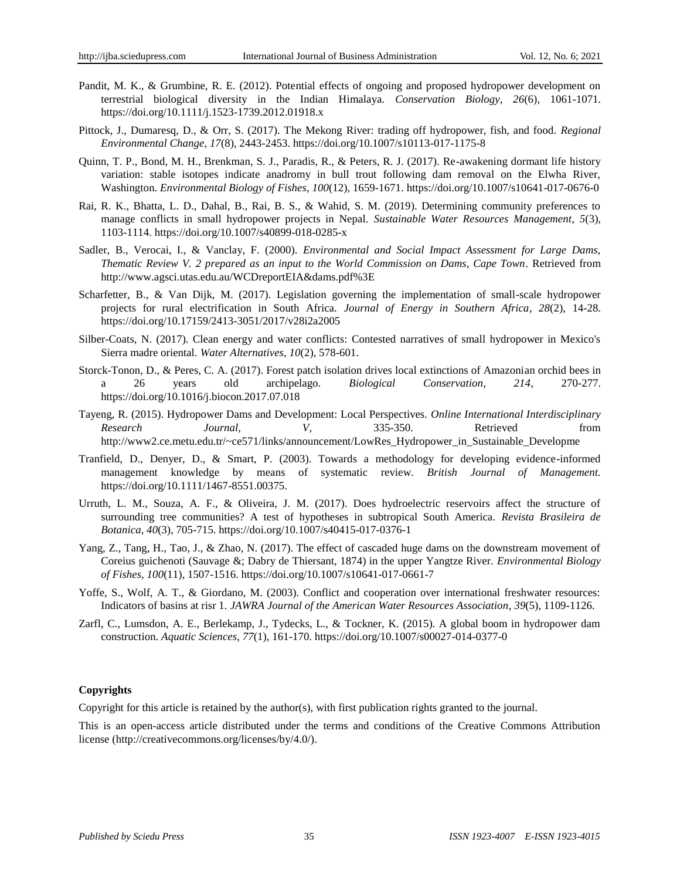Pandit, M. K., & Grumbine, R. E. (2012). Potential effects of ongoing and proposed hydropower development on terrestrial biological diversity in the Indian Himalaya. *Conservation Biology*, *26*(6), 1061-1071. https://doi.org/10.1111/j.1523-1739.2012.01918.x

Pittock, J., Dumaresq, D., & Orr, S. (2017). The Mekong River: trading off hydropower, fish, and food. *Regional Environmental Change*, *17*(8), 2443-2453. https://doi.org/10.1007/s10113-017-1175-8

Quinn, T. P., Bond, M. H., Brenkman, S. J., Paradis, R., & Peters, R. J. (2017). Re-awakening dormant life history variation: stable isotopes indicate anadromy in bull trout following dam removal on the Elwha River, Washington. *Environmental Biology of Fishes*, *100*(12), 1659-1671. https://doi.org/10.1007/s10641-017-0676-0

Rai, R. K., Bhatta, L. D., Dahal, B., Rai, B. S., & Wahid, S. M. (2019). Determining community preferences to manage conflicts in small hydropower projects in Nepal. *Sustainable Water Resources Management*, *5*(3), 1103-1114. https://doi.org/10.1007/s40899-018-0285-x

Sadler, B., Verocai, I., & Vanclay, F. (2000). *Environmental and Social Impact Assessment for Large Dams, Thematic Review V. 2 prepared as an input to the World Commission on Dams, Cape Town*. Retrieved from http://www.agsci.utas.edu.au/WCDreportEIA&dams.pdf%3E

Scharfetter, B., & Van Dijk, M. (2017). Legislation governing the implementation of small-scale hydropower projects for rural electrification in South Africa. *Journal of Energy in Southern Africa*, *28*(2), 14-28. https://doi.org/10.17159/2413-3051/2017/v28i2a2005

Silber-Coats, N. (2017). Clean energy and water conflicts: Contested narratives of small hydropower in Mexico's Sierra madre oriental. *Water Alternatives*, *10*(2), 578-601.

Storck-Tonon, D., & Peres, C. A. (2017). Forest patch isolation drives local extinctions of Amazonian orchid bees in a 26 years old archipelago. *Biological Conservation*, *214*, 270-277. https://doi.org/10.1016/j.biocon.2017.07.018

Tayeng, R. (2015). Hydropower Dams and Development: Local Perspectives. *Online International Interdisciplinary Research Journal, V*, 335-350. Retrieved from http://www2.ce.metu.edu.tr/~ce571/links/announcement/LowRes_Hydropower_in_Sustainable_Developme

Tranfield, D., Denyer, D., & Smart, P. (2003). Towards a methodology for developing evidence-informed management knowledge by means of systematic review. *British Journal of Management.* https://doi.org/10.1111/1467-8551.00375.

Urruth, L. M., Souza, A. F., & Oliveira, J. M. (2017). Does hydroelectric reservoirs affect the structure of surrounding tree communities? A test of hypotheses in subtropical South America. *Revista Brasileira de Botanica*, *40*(3), 705-715. https://doi.org/10.1007/s40415-017-0376-1

Yang, Z., Tang, H., Tao, J., & Zhao, N. (2017). The effect of cascaded huge dams on the downstream movement of Coreius guichenoti (Sauvage &; Dabry de Thiersant, 1874) in the upper Yangtze River. *Environmental Biology of Fishes*, *100*(11), 1507-1516. https://doi.org/10.1007/s10641-017-0661-7

Yoffe, S., Wolf, A. T., & Giordano, M. (2003). Conflict and cooperation over international freshwater resources: Indicators of basins at risr 1. *JAWRA Journal of the American Water Resources Association*, *39*(5), 1109-1126.

Zarfl, C., Lumsdon, A. E., Berlekamp, J., Tydecks, L., & Tockner, K. (2015). A global boom in hydropower dam construction. *Aquatic Sciences*, *77*(1), 161-170. https://doi.org/10.1007/s00027-014-0377-0

**Copyrights**

Copyright for this article is retained by the author(s), with first publication rights granted to the journal.

This is an open-access article distributed under the terms and conditions of the Creative Commons Attribution license (http://creativecommons.org/licenses/by/4.0/).